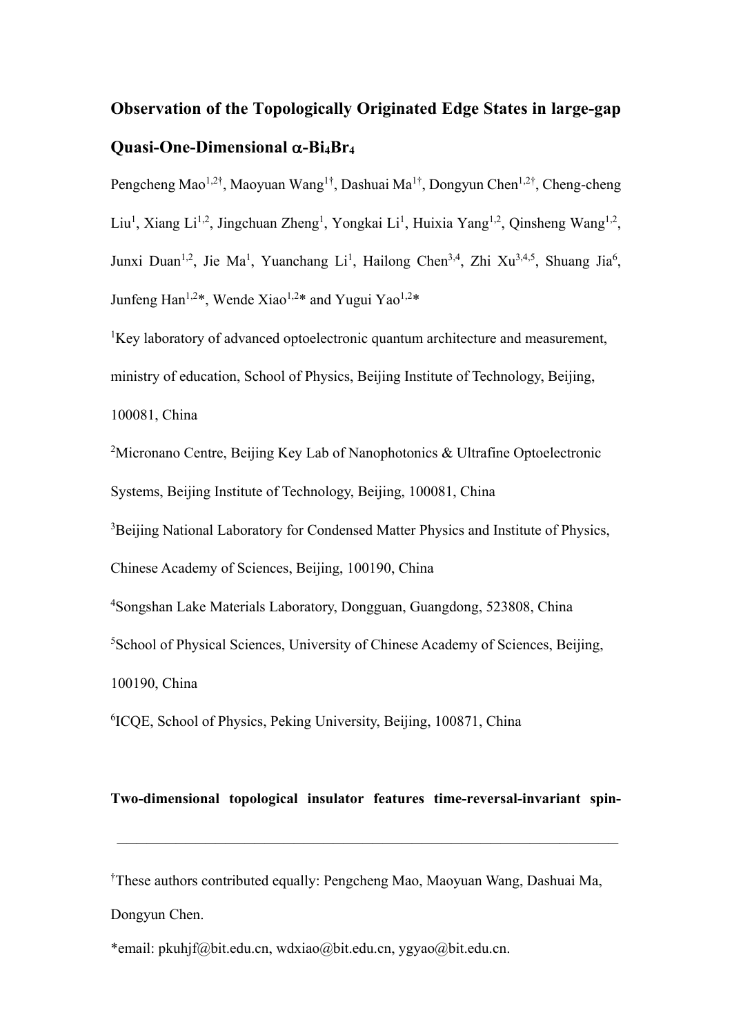# Observation of the Topologically Originated Edge States in large-gap Quasi-One-Dimensional α-$Bi_4Br_4$

Pengcheng Mao[1,2†], Maoyuan Wang[1†], Dashuai Ma[1†], Dongyun Chen[1,2†], Cheng-cheng Liu[1], Xiang Li[1,2], Jingchuan Zheng[1], Yongkai Li[1], Huixia Yang[1,2], Qinsheng Wang[1,2], Junxi Duan[1,2], Jie Ma[1], Yuanchang Li[1], Hailong Chen[3,4], Zhi Xu[3,4,5], Shuang Jia[6], Junfeng Han[1,2]*, Wende Xiao[1,2]* and Yugui Yao[1,2]*

[1]Key laboratory of advanced optoelectronic quantum architecture and measurement, ministry of education, School of Physics, Beijing Institute of Technology, Beijing, 100081, China

[2]Micronano Centre, Beijing Key Lab of Nanophotonics & Ultrafine Optoelectronic Systems, Beijing Institute of Technology, Beijing, 100081, China

[3]Beijing National Laboratory for Condensed Matter Physics and Institute of Physics, Chinese Academy of Sciences, Beijing, 100190, China

[4]Songshan Lake Materials Laboratory, Dongguan, Guangdong, 523808, China

[5]School of Physical Sciences, University of Chinese Academy of Sciences, Beijing, 100190, China

[6]ICQE, School of Physics, Peking University, Beijing, 100871, China

**Two-dimensional topological insulator features time-reversal-invariant spin-**

---

[†]These authors contributed equally: Pengcheng Mao, Maoyuan Wang, Dashuai Ma, Dongyun Chen.

*email: pkuhjf@bit.edu.cn, wdxiao@bit.edu.cn, ygyao@bit.edu.cn.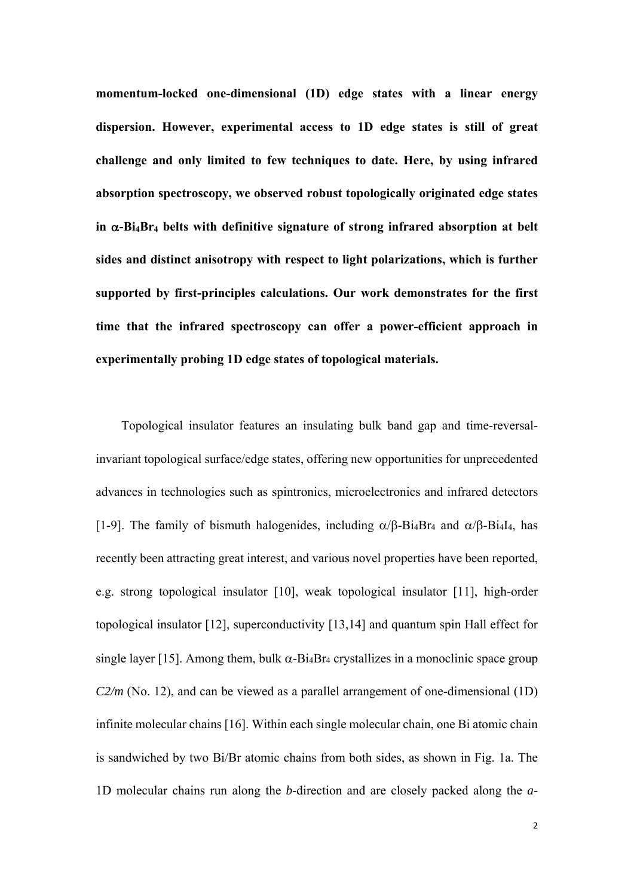**momentum-locked one-dimensional (1D) edge states with a linear energy dispersion. However, experimental access to 1D edge states is still of great challenge and only limited to few techniques to date. Here, by using infrared absorption spectroscopy, we observed robust topologically originated edge states in $\alpha$-$Bi_4Br_4$ belts with definitive signature of strong infrared absorption at belt sides and distinct anisotropy with respect to light polarizations, which is further supported by first-principles calculations. Our work demonstrates for the first time that the infrared spectroscopy can offer a power-efficient approach in experimentally probing 1D edge states of topological materials.**

Topological insulator features an insulating bulk band gap and time-reversal-invariant topological surface/edge states, offering new opportunities for unprecedented advances in technologies such as spintronics, microelectronics and infrared detectors [1-9]. The family of bismuth halogenides, including $\alpha/\beta$-$Bi_4Br_4$ and $\alpha/\beta$-$Bi_4I_4$, has recently been attracting great interest, and various novel properties have been reported, e.g. strong topological insulator [10], weak topological insulator [11], high-order topological insulator [12], superconductivity [13,14] and quantum spin Hall effect for single layer [15]. Among them, bulk $\alpha$-$Bi_4Br_4$ crystallizes in a monoclinic space group *C2/m* (No. 12), and can be viewed as a parallel arrangement of one-dimensional (1D) infinite molecular chains [16]. Within each single molecular chain, one Bi atomic chain is sandwiched by two Bi/Br atomic chains from both sides, as shown in Fig. 1a. The 1D molecular chains run along the *b*-direction and are closely packed along the *a*-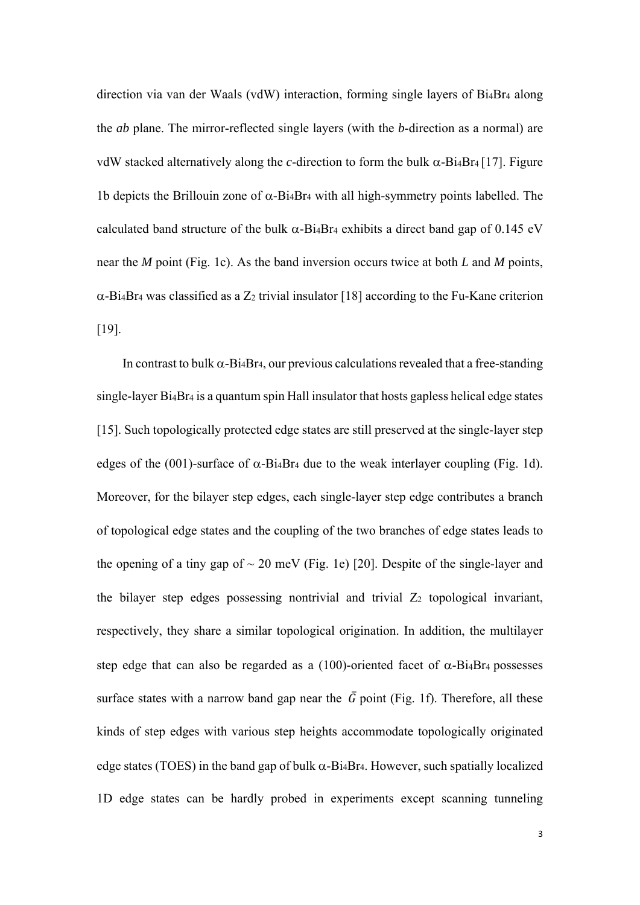direction via van der Waals (vdW) interaction, forming single layers of $Bi_4Br_4$ along the *ab* plane. The mirror-reflected single layers (with the *b*-direction as a normal) are vdW stacked alternatively along the *c*-direction to form the bulk $\alpha$-$Bi_4Br_4$ [17]. Figure 1b depicts the Brillouin zone of $\alpha$-$Bi_4Br_4$ with all high-symmetry points labelled. The calculated band structure of the bulk $\alpha$-$Bi_4Br_4$ exhibits a direct band gap of 0.145 eV near the *M* point (Fig. 1c). As the band inversion occurs twice at both *L* and *M* points, $\alpha$-$Bi_4Br_4$ was classified as a $Z_2$ trivial insulator [18] according to the Fu-Kane criterion [19].

In contrast to bulk $\alpha$-$Bi_4Br_4$, our previous calculations revealed that a free-standing single-layer $Bi_4Br_4$ is a quantum spin Hall insulator that hosts gapless helical edge states [15]. Such topologically protected edge states are still preserved at the single-layer step edges of the (001)-surface of $\alpha$-$Bi_4Br_4$ due to the weak interlayer coupling (Fig. 1d). Moreover, for the bilayer step edges, each single-layer step edge contributes a branch of topological edge states and the coupling of the two branches of edge states leads to the opening of a tiny gap of ~ 20 meV (Fig. 1e) [20]. Despite of the single-layer and the bilayer step edges possessing nontrivial and trivial $Z_2$ topological invariant, respectively, they share a similar topological origination. In addition, the multilayer step edge that can also be regarded as a (100)-oriented facet of $\alpha$-$Bi_4Br_4$ possesses surface states with a narrow band gap near the $\bar{G}$ point (Fig. 1f). Therefore, all these kinds of step edges with various step heights accommodate topologically originated edge states (TOES) in the band gap of bulk $\alpha$-$Bi_4Br_4$. However, such spatially localized 1D edge states can be hardly probed in experiments except scanning tunneling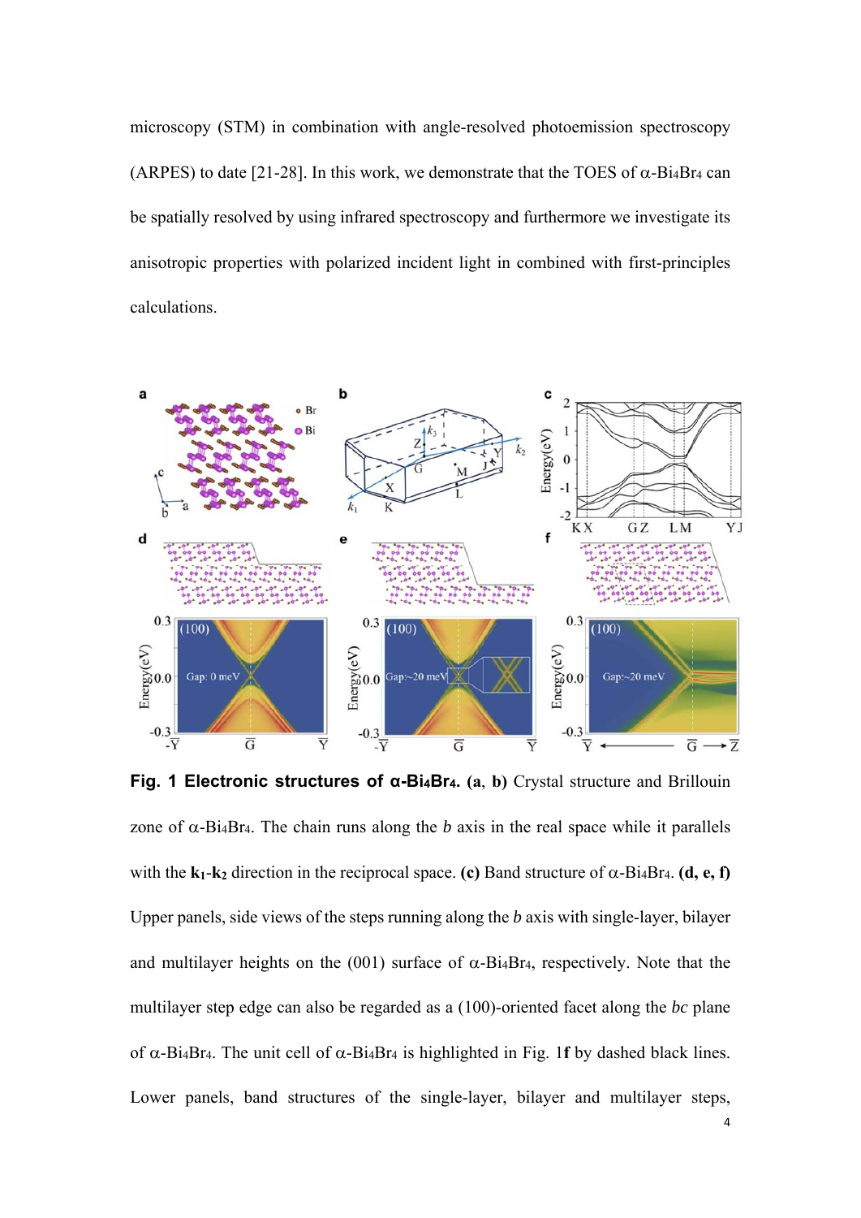microscopy (STM) in combination with angle-resolved photoemission spectroscopy (ARPES) to date [21-28]. In this work, we demonstrate that the TOES of α-$Bi_4Br_4$ can be spatially resolved by using infrared spectroscopy and furthermore we investigate its anisotropic properties with polarized incident light in combined with first-principles calculations.

**Fig. 1 Electronic structures of α-$Bi_4Br_4$.** **(a, b)** Crystal structure and Brillouin zone of α-$Bi_4Br_4$. The chain runs along the *b* axis in the real space while it parallels with the $\mathbf{k_1}$-$\mathbf{k_2}$ direction in the reciprocal space. **(c)** Band structure of α-$Bi_4Br_4$. **(d, e, f)** Upper panels, side views of the steps running along the *b* axis with single-layer, bilayer and multilayer heights on the (001) surface of α-$Bi_4Br_4$, respectively. Note that the multilayer step edge can also be regarded as a (100)-oriented facet along the *bc* plane of α-$Bi_4Br_4$. The unit cell of α-$Bi_4Br_4$ is highlighted in Fig. 1**f** by dashed black lines. Lower panels, band structures of the single-layer, bilayer and multilayer steps,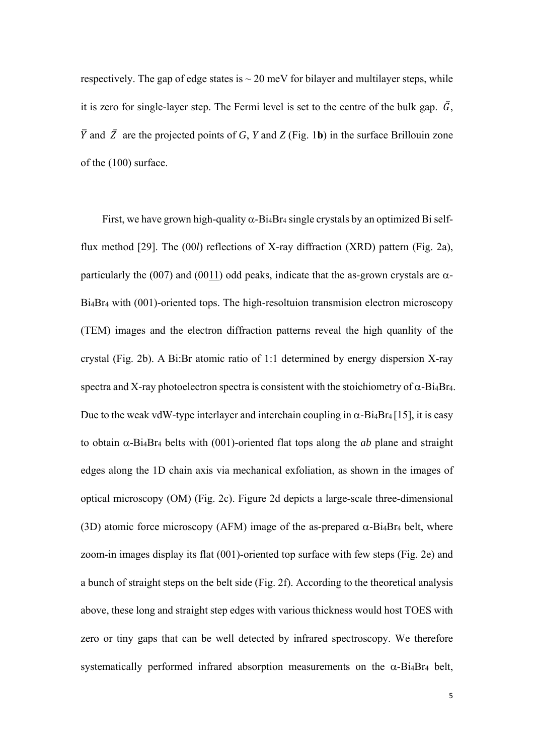respectively. The gap of edge states is ~ 20 meV for bilayer and multilayer steps, while it is zero for single-layer step. The Fermi level is set to the centre of the bulk gap. $\bar{G}$, $\bar{Y}$ and $\bar{Z}$ are the projected points of *G*, *Y* and *Z* (Fig. 1**b**) in the surface Brillouin zone of the (100) surface.

First, we have grown high-quality $\alpha$-$Bi_4Br_4$ single crystals by an optimized Bi self-flux method [29]. The (00*l*) reflections of X-ray diffraction (XRD) pattern (Fig. 2a), particularly the (007) and (00$\underline{11}$) odd peaks, indicate that the as-grown crystals are $\alpha$-$Bi_4Br_4$ with (001)-oriented tops. The high-resoltuion transmision electron microscopy (TEM) images and the electron diffraction patterns reveal the high quanlity of the crystal (Fig. 2b). A Bi:Br atomic ratio of 1:1 determined by energy dispersion X-ray spectra and X-ray photoelectron spectra is consistent with the stoichiometry of $\alpha$-$Bi_4Br_4$. Due to the weak vdW-type interlayer and interchain coupling in $\alpha$-$Bi_4Br_4$ [15], it is easy to obtain $\alpha$-$Bi_4Br_4$ belts with (001)-oriented flat tops along the *ab* plane and straight edges along the 1D chain axis via mechanical exfoliation, as shown in the images of optical microscopy (OM) (Fig. 2c). Figure 2d depicts a large-scale three-dimensional (3D) atomic force microscopy (AFM) image of the as-prepared $\alpha$-$Bi_4Br_4$ belt, where zoom-in images display its flat (001)-oriented top surface with few steps (Fig. 2e) and a bunch of straight steps on the belt side (Fig. 2f). According to the theoretical analysis above, these long and straight step edges with various thickness would host TOES with zero or tiny gaps that can be well detected by infrared spectroscopy. We therefore systematically performed infrared absorption measurements on the $\alpha$-$Bi_4Br_4$ belt,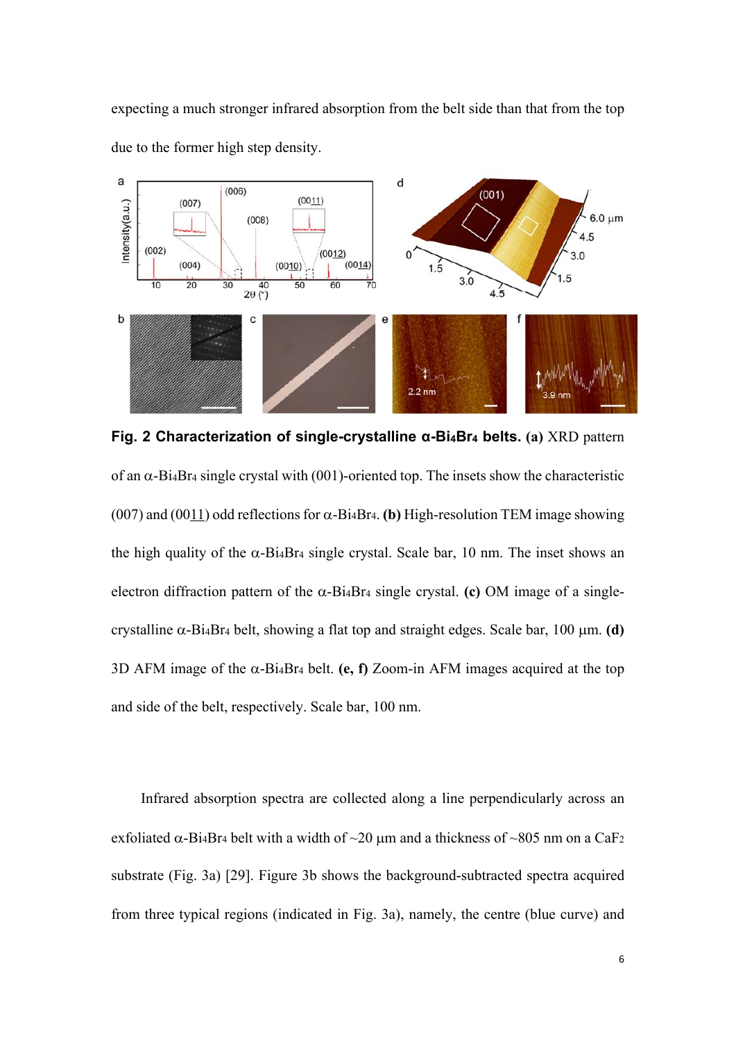expecting a much stronger infrared absorption from the belt side than that from the top due to the former high step density.

**Fig. 2 Characterization of single-crystalline α-$Bi_4Br_4$ belts. (a)** XRD pattern of an α-$Bi_4Br_4$ single crystal with (001)-oriented top. The insets show the characteristic (007) and (00<u>11</u>) odd reflections for α-$Bi_4Br_4$. **(b)** High-resolution TEM image showing the high quality of the α-$Bi_4Br_4$ single crystal. Scale bar, 10 nm. The inset shows an electron diffraction pattern of the α-$Bi_4Br_4$ single crystal. **(c)** OM image of a single-crystalline α-$Bi_4Br_4$ belt, showing a flat top and straight edges. Scale bar, 100 μm. **(d)** 3D AFM image of the α-$Bi_4Br_4$ belt. **(e, f)** Zoom-in AFM images acquired at the top and side of the belt, respectively. Scale bar, 100 nm.

Infrared absorption spectra are collected along a line perpendicularly across an exfoliated α-$Bi_4Br_4$ belt with a width of ~20 μm and a thickness of ~805 nm on a $CaF_2$ substrate (Fig. 3a) [29]. Figure 3b shows the background-subtracted spectra acquired from three typical regions (indicated in Fig. 3a), namely, the centre (blue curve) and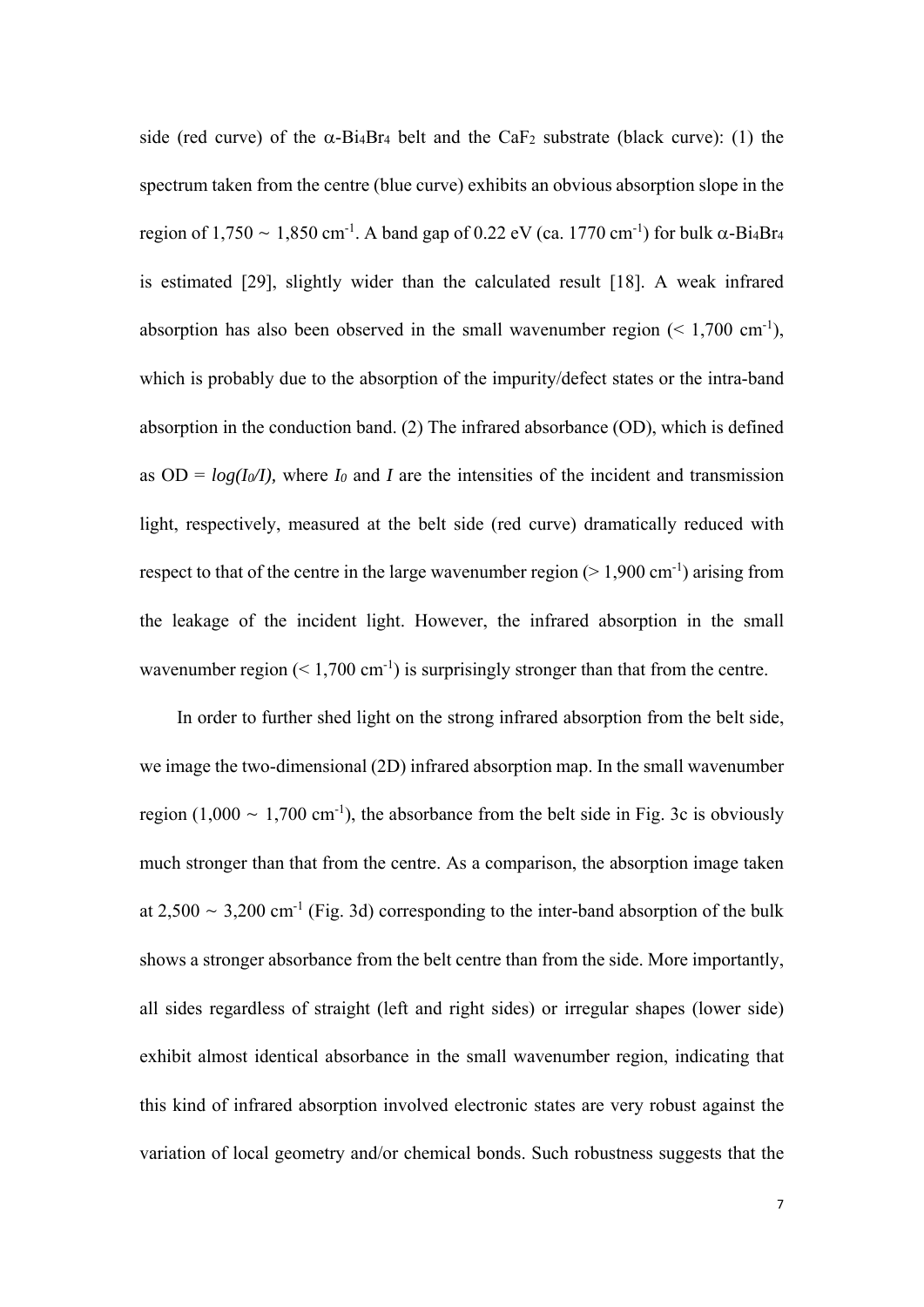side (red curve) of the α-$Bi_4Br_4$ belt and the $CaF_2$ substrate (black curve): (1) the spectrum taken from the centre (blue curve) exhibits an obvious absorption slope in the region of 1,750 ~ 1,850 $cm^{-1}$. A band gap of 0.22 eV (ca. 1770 $cm^{-1}$) for bulk α-$Bi_4Br_4$ is estimated [29], slightly wider than the calculated result [18]. A weak infrared absorption has also been observed in the small wavenumber region (< 1,700 $cm^{-1}$), which is probably due to the absorption of the impurity/defect states or the intra-band absorption in the conduction band. (2) The infrared absorbance (OD), which is defined as OD = $log(I_0/I)$, where $I_0$ and $I$ are the intensities of the incident and transmission light, respectively, measured at the belt side (red curve) dramatically reduced with respect to that of the centre in the large wavenumber region (> 1,900 $cm^{-1}$) arising from the leakage of the incident light. However, the infrared absorption in the small wavenumber region (< 1,700 $cm^{-1}$) is surprisingly stronger than that from the centre.

In order to further shed light on the strong infrared absorption from the belt side, we image the two-dimensional (2D) infrared absorption map. In the small wavenumber region (1,000 ~ 1,700 $cm^{-1}$), the absorbance from the belt side in Fig. 3c is obviously much stronger than that from the centre. As a comparison, the absorption image taken at 2,500 ~ 3,200 $cm^{-1}$ (Fig. 3d) corresponding to the inter-band absorption of the bulk shows a stronger absorbance from the belt centre than from the side. More importantly, all sides regardless of straight (left and right sides) or irregular shapes (lower side) exhibit almost identical absorbance in the small wavenumber region, indicating that this kind of infrared absorption involved electronic states are very robust against the variation of local geometry and/or chemical bonds. Such robustness suggests that the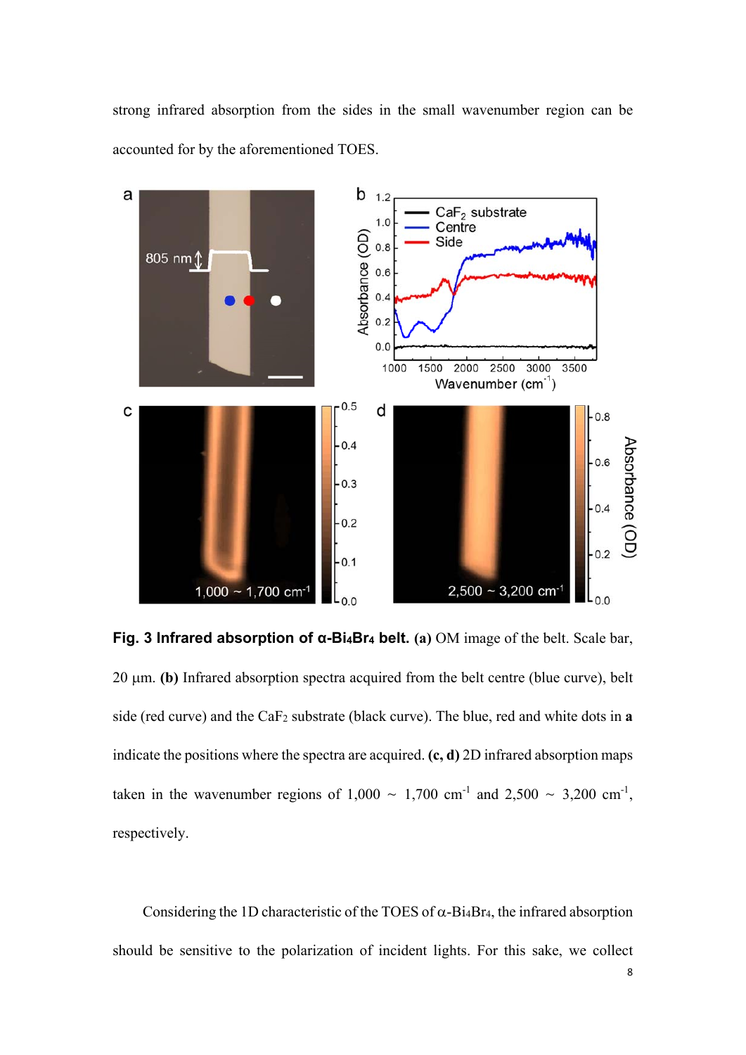strong infrared absorption from the sides in the small wavenumber region can be accounted for by the aforementioned TOES.

**Fig. 3 Infrared absorption of α-$Bi_4Br_4$ belt. (a)** OM image of the belt. Scale bar, 20 μm. **(b)** Infrared absorption spectra acquired from the belt centre (blue curve), belt side (red curve) and the $CaF_2$ substrate (black curve). The blue, red and white dots in **a** indicate the positions where the spectra are acquired. **(c, d)** 2D infrared absorption maps taken in the wavenumber regions of 1,000 ~ 1,700 $cm^{-1}$ and 2,500 ~ 3,200 $cm^{-1}$, respectively.

Considering the 1D characteristic of the TOES of α-$Bi_4Br_4$, the infrared absorption should be sensitive to the polarization of incident lights. For this sake, we collect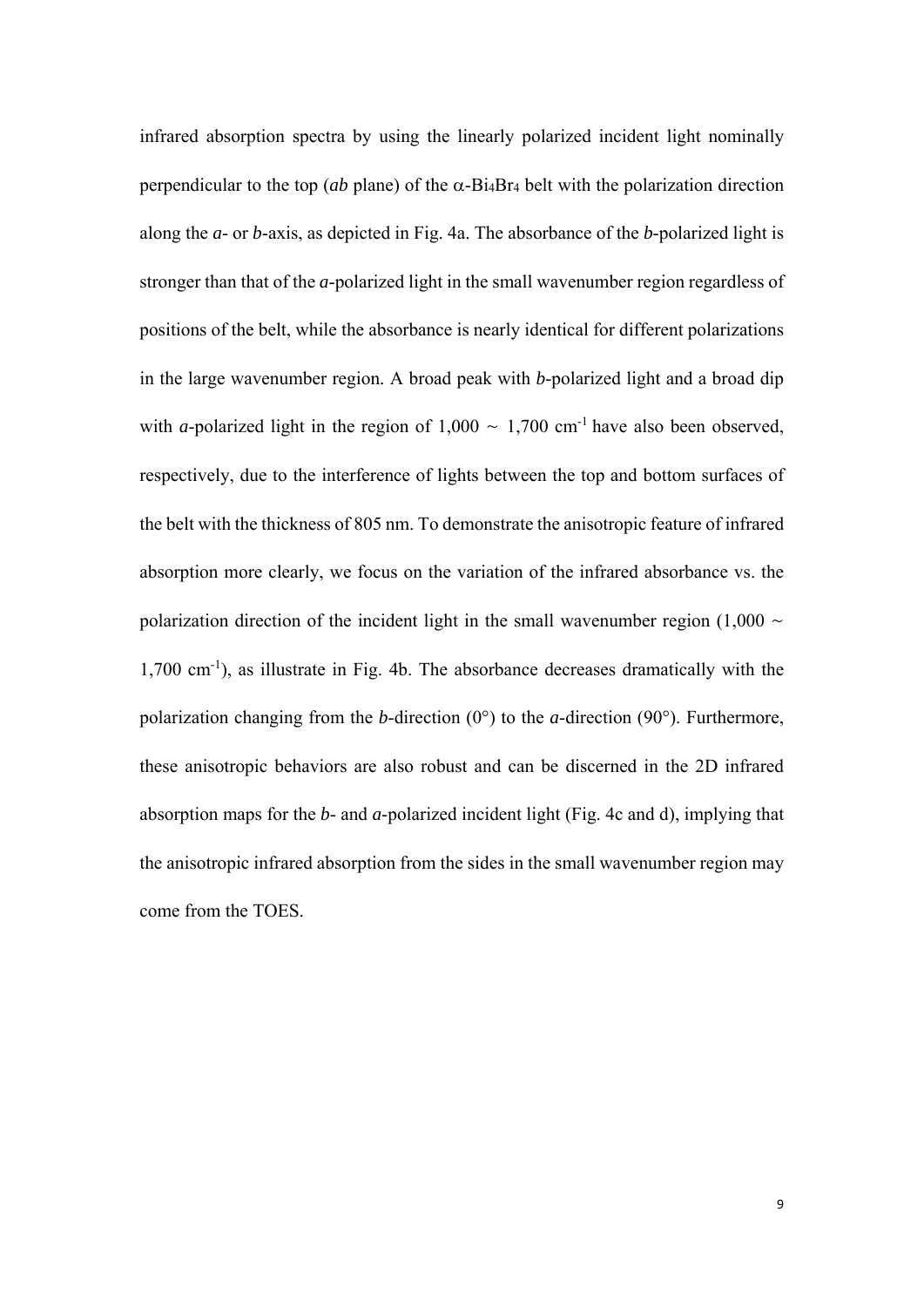infrared absorption spectra by using the linearly polarized incident light nominally perpendicular to the top (*ab* plane) of the $\alpha$-$Bi_4Br_4$ belt with the polarization direction along the *a*- or *b*-axis, as depicted in Fig. 4a. The absorbance of the *b*-polarized light is stronger than that of the *a*-polarized light in the small wavenumber region regardless of positions of the belt, while the absorbance is nearly identical for different polarizations in the large wavenumber region. A broad peak with *b*-polarized light and a broad dip with *a*-polarized light in the region of 1,000 ~ 1,700 $cm^{-1}$ have also been observed, respectively, due to the interference of lights between the top and bottom surfaces of the belt with the thickness of 805 nm. To demonstrate the anisotropic feature of infrared absorption more clearly, we focus on the variation of the infrared absorbance vs. the polarization direction of the incident light in the small wavenumber region (1,000 ~ 1,700 $cm^{-1}$), as illustrate in Fig. 4b. The absorbance decreases dramatically with the polarization changing from the *b*-direction (0°) to the *a*-direction (90°). Furthermore, these anisotropic behaviors are also robust and can be discerned in the 2D infrared absorption maps for the *b*- and *a*-polarized incident light (Fig. 4c and d), implying that the anisotropic infrared absorption from the sides in the small wavenumber region may come from the TOES.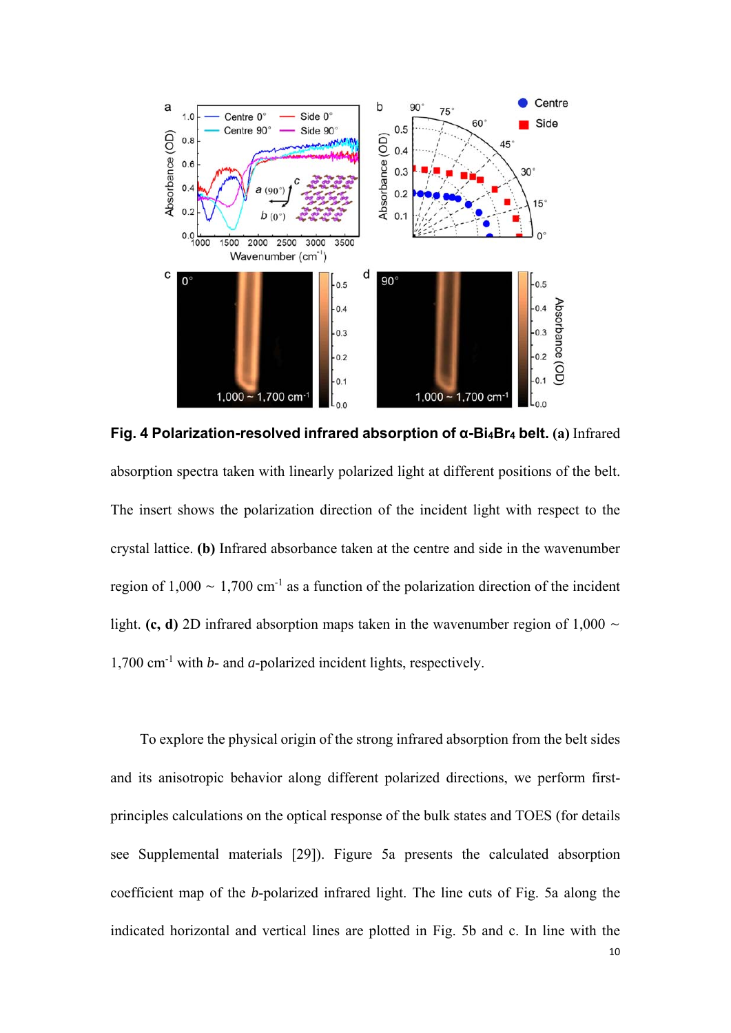**Fig. 4 Polarization-resolved infrared absorption of α-$Bi_4Br_4$ belt. (a)** Infrared absorption spectra taken with linearly polarized light at different positions of the belt. The insert shows the polarization direction of the incident light with respect to the crystal lattice. **(b)** Infrared absorbance taken at the centre and side in the wavenumber region of 1,000 ~ 1,700 $cm^{-1}$ as a function of the polarization direction of the incident light. **(c, d)** 2D infrared absorption maps taken in the wavenumber region of 1,000 ~ 1,700 $cm^{-1}$ with *b*- and *a*-polarized incident lights, respectively.

To explore the physical origin of the strong infrared absorption from the belt sides and its anisotropic behavior along different polarized directions, we perform first-principles calculations on the optical response of the bulk states and TOES (for details see Supplemental materials [29]). Figure 5a presents the calculated absorption coefficient map of the *b*-polarized infrared light. The line cuts of Fig. 5a along the indicated horizontal and vertical lines are plotted in Fig. 5b and c. In line with the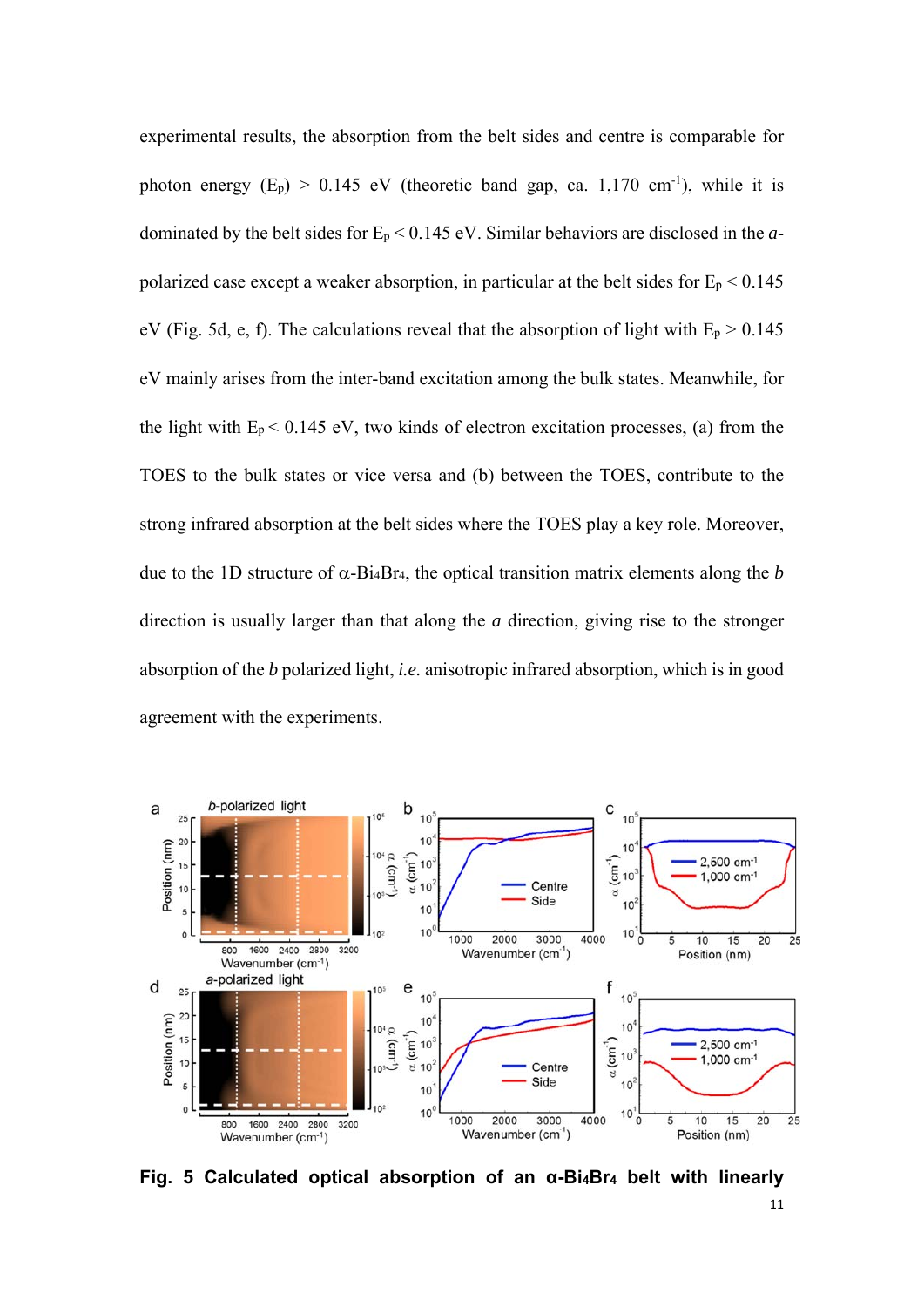experimental results, the absorption from the belt sides and centre is comparable for photon energy ($E_p$) > 0.145 eV (theoretic band gap, ca. 1,170 $cm^{-1}$), while it is dominated by the belt sides for $E_p$ < 0.145 eV. Similar behaviors are disclosed in the *a*-polarized case except a weaker absorption, in particular at the belt sides for $E_p$ < 0.145 eV (Fig. 5d, e, f). The calculations reveal that the absorption of light with $E_p$ > 0.145 eV mainly arises from the inter-band excitation among the bulk states. Meanwhile, for the light with $E_p$ < 0.145 eV, two kinds of electron excitation processes, (a) from the TOES to the bulk states or vice versa and (b) between the TOES, contribute to the strong infrared absorption at the belt sides where the TOES play a key role. Moreover, due to the 1D structure of α-$Bi_4Br_4$, the optical transition matrix elements along the *b* direction is usually larger than that along the *a* direction, giving rise to the stronger absorption of the *b* polarized light, *i.e.* anisotropic infrared absorption, which is in good agreement with the experiments.

**Fig. 5 Calculated optical absorption of an α-$Bi_4Br_4$ belt with linearly**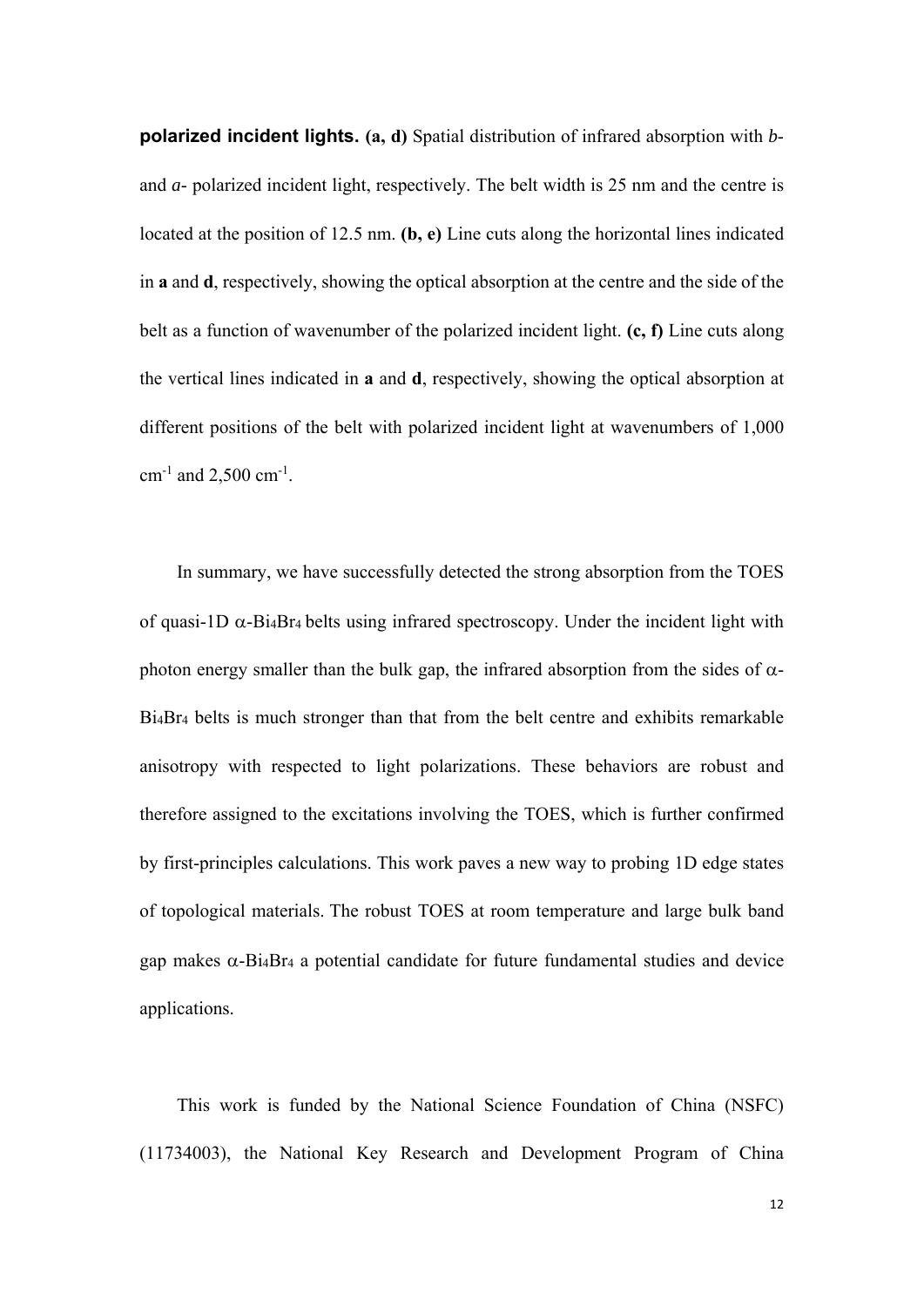**polarized incident lights. (a, d)** Spatial distribution of infrared absorption with *b*- and *a*- polarized incident light, respectively. The belt width is 25 nm and the centre is located at the position of 12.5 nm. **(b, e)** Line cuts along the horizontal lines indicated in **a** and **d**, respectively, showing the optical absorption at the centre and the side of the belt as a function of wavenumber of the polarized incident light. **(c, f)** Line cuts along the vertical lines indicated in **a** and **d**, respectively, showing the optical absorption at different positions of the belt with polarized incident light at wavenumbers of 1,000 $cm^{-1}$ and 2,500 $cm^{-1}$.

In summary, we have successfully detected the strong absorption from the TOES of quasi-1D $\alpha$-$Bi_4Br_4$ belts using infrared spectroscopy. Under the incident light with photon energy smaller than the bulk gap, the infrared absorption from the sides of $\alpha$-$Bi_4Br_4$ belts is much stronger than that from the belt centre and exhibits remarkable anisotropy with respected to light polarizations. These behaviors are robust and therefore assigned to the excitations involving the TOES, which is further confirmed by first-principles calculations. This work paves a new way to probing 1D edge states of topological materials. The robust TOES at room temperature and large bulk band gap makes $\alpha$-$Bi_4Br_4$ a potential candidate for future fundamental studies and device applications.

This work is funded by the National Science Foundation of China (NSFC) (11734003), the National Key Research and Development Program of China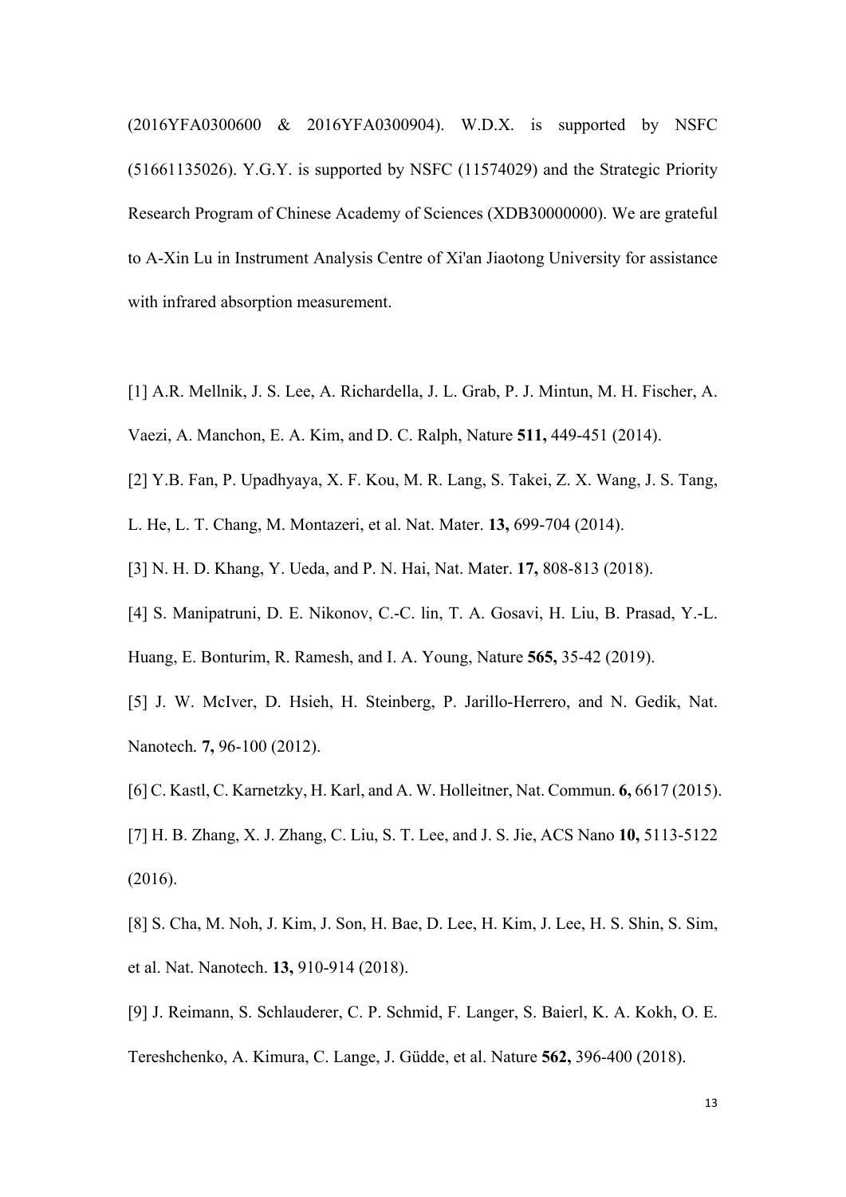(2016YFA0300600 & 2016YFA0300904). W.D.X. is supported by NSFC (51661135026). Y.G.Y. is supported by NSFC (11574029) and the Strategic Priority Research Program of Chinese Academy of Sciences (XDB30000000). We are grateful to A-Xin Lu in Instrument Analysis Centre of Xi'an Jiaotong University for assistance with infrared absorption measurement.

[1] A.R. Mellnik, J. S. Lee, A. Richardella, J. L. Grab, P. J. Mintun, M. H. Fischer, A. Vaezi, A. Manchon, E. A. Kim, and D. C. Ralph, Nature **511,** 449-451 (2014).

[2] Y.B. Fan, P. Upadhyaya, X. F. Kou, M. R. Lang, S. Takei, Z. X. Wang, J. S. Tang, L. He, L. T. Chang, M. Montazeri, et al. Nat. Mater. **13,** 699-704 (2014).

[3] N. H. D. Khang, Y. Ueda, and P. N. Hai, Nat. Mater. **17,** 808-813 (2018).

[4] S. Manipatruni, D. E. Nikonov, C.-C. lin, T. A. Gosavi, H. Liu, B. Prasad, Y.-L. Huang, E. Bonturim, R. Ramesh, and I. A. Young, Nature **565,** 35-42 (2019).

[5] J. W. McIver, D. Hsieh, H. Steinberg, P. Jarillo-Herrero, and N. Gedik, Nat. Nanotech. **7,** 96-100 (2012).

[6] C. Kastl, C. Karnetzky, H. Karl, and A. W. Holleitner, Nat. Commun. **6,** 6617 (2015).

[7] H. B. Zhang, X. J. Zhang, C. Liu, S. T. Lee, and J. S. Jie, ACS Nano **10,** 5113-5122 (2016).

[8] S. Cha, M. Noh, J. Kim, J. Son, H. Bae, D. Lee, H. Kim, J. Lee, H. S. Shin, S. Sim, et al. Nat. Nanotech. **13,** 910-914 (2018).

[9] J. Reimann, S. Schlauderer, C. P. Schmid, F. Langer, S. Baierl, K. A. Kokh, O. E. Tereshchenko, A. Kimura, C. Lange, J. Güdde, et al. Nature **562,** 396-400 (2018).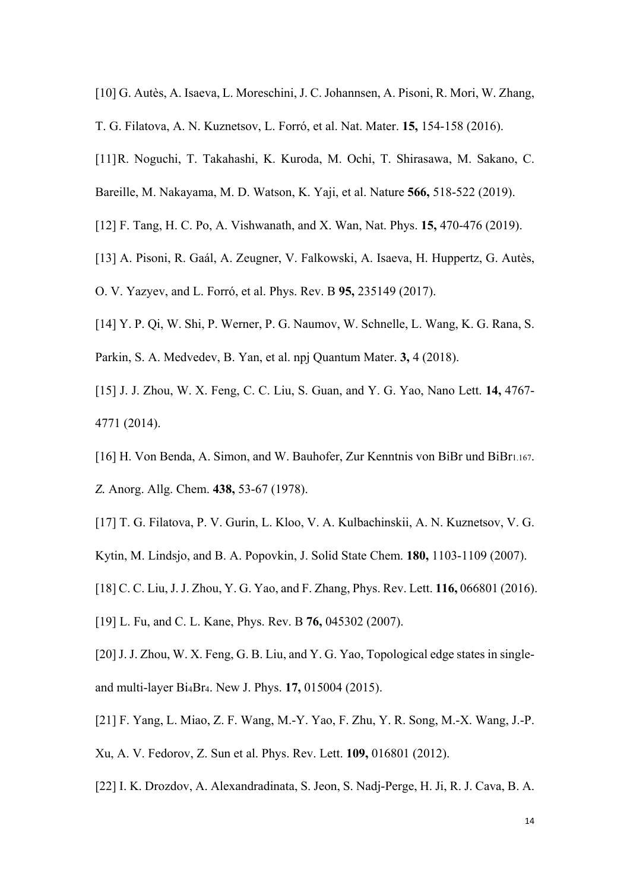[10] G. Autès, A. Isaeva, L. Moreschini, J. C. Johannsen, A. Pisoni, R. Mori, W. Zhang, T. G. Filatova, A. N. Kuznetsov, L. Forró, et al. Nat. Mater. **15,** 154-158 (2016).

[11] R. Noguchi, T. Takahashi, K. Kuroda, M. Ochi, T. Shirasawa, M. Sakano, C. Bareille, M. Nakayama, M. D. Watson, K. Yaji, et al. Nature **566,** 518-522 (2019).

[12] F. Tang, H. C. Po, A. Vishwanath, and X. Wan, Nat. Phys. **15,** 470-476 (2019).

[13] A. Pisoni, R. Gaál, A. Zeugner, V. Falkowski, A. Isaeva, H. Huppertz, G. Autès, O. V. Yazyev, and L. Forró, et al. Phys. Rev. B **95,** 235149 (2017).

[14] Y. P. Qi, W. Shi, P. Werner, P. G. Naumov, W. Schnelle, L. Wang, K. G. Rana, S. Parkin, S. A. Medvedev, B. Yan, et al. npj Quantum Mater. **3,** 4 (2018).

[15] J. J. Zhou, W. X. Feng, C. C. Liu, S. Guan, and Y. G. Yao, Nano Lett. **14,** 4767-4771 (2014).

[16] H. Von Benda, A. Simon, and W. Bauhofer, Zur Kenntnis von BiBr und $BiBr_{1.167}$. *Z.* Anorg. Allg. Chem. **438,** 53-67 (1978).

[17] T. G. Filatova, P. V. Gurin, L. Kloo, V. A. Kulbachinskii, A. N. Kuznetsov, V. G. Kytin, M. Lindsjo, and B. A. Popovkin, J. Solid State Chem. **180,** 1103-1109 (2007).

[18] C. C. Liu, J. J. Zhou, Y. G. Yao, and F. Zhang, Phys. Rev. Lett. **116,** 066801 (2016).

[19] L. Fu, and C. L. Kane, Phys. Rev. B **76,** 045302 (2007).

[20] J. J. Zhou, W. X. Feng, G. B. Liu, and Y. G. Yao, Topological edge states in single- and multi-layer $Bi_4Br_4$. New J. Phys. **17,** 015004 (2015).

[21] F. Yang, L. Miao, Z. F. Wang, M.-Y. Yao, F. Zhu, Y. R. Song, M.-X. Wang, J.-P. Xu, A. V. Fedorov, Z. Sun et al. Phys. Rev. Lett. **109,** 016801 (2012).

[22] I. K. Drozdov, A. Alexandradinata, S. Jeon, S. Nadj-Perge, H. Ji, R. J. Cava, B. A.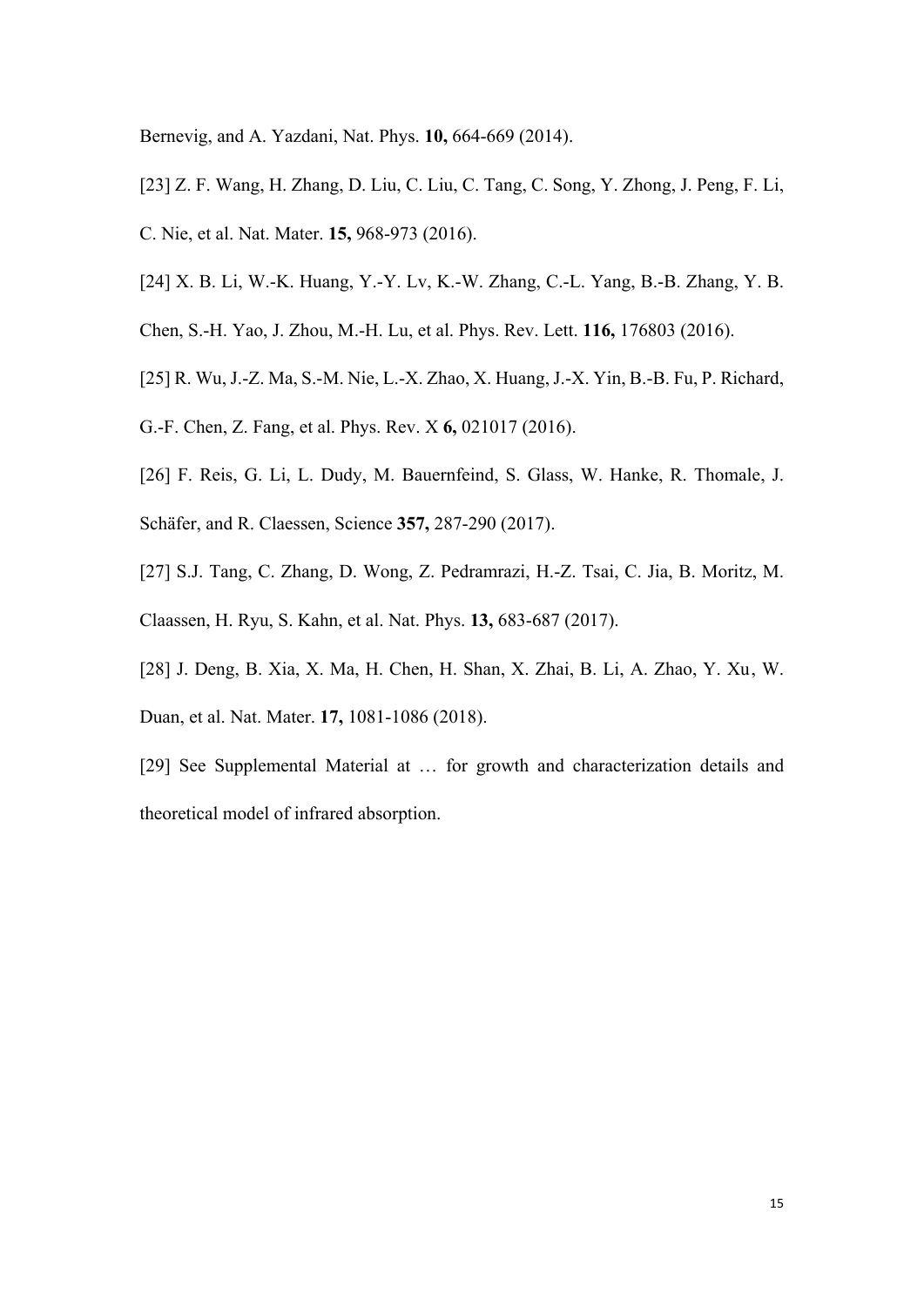Bernevig, and A. Yazdani, Nat. Phys. **10,** 664-669 (2014).

[23] Z. F. Wang, H. Zhang, D. Liu, C. Liu, C. Tang, C. Song, Y. Zhong, J. Peng, F. Li, C. Nie, et al. Nat. Mater. **15,** 968-973 (2016).

[24] X. B. Li, W.-K. Huang, Y.-Y. Lv, K.-W. Zhang, C.-L. Yang, B.-B. Zhang, Y. B. Chen, S.-H. Yao, J. Zhou, M.-H. Lu, et al. Phys. Rev. Lett. **116,** 176803 (2016).

[25] R. Wu, J.-Z. Ma, S.-M. Nie, L.-X. Zhao, X. Huang, J.-X. Yin, B.-B. Fu, P. Richard, G.-F. Chen, Z. Fang, et al. Phys. Rev. X **6,** 021017 (2016).

[26] F. Reis, G. Li, L. Dudy, M. Bauernfeind, S. Glass, W. Hanke, R. Thomale, J. Schäfer, and R. Claessen, Science **357,** 287-290 (2017).

[27] S.J. Tang, C. Zhang, D. Wong, Z. Pedramrazi, H.-Z. Tsai, C. Jia, B. Moritz, M. Claassen, H. Ryu, S. Kahn, et al. Nat. Phys. **13,** 683-687 (2017).

[28] J. Deng, B. Xia, X. Ma, H. Chen, H. Shan, X. Zhai, B. Li, A. Zhao, Y. Xu, W. Duan, et al. Nat. Mater. **17,** 1081-1086 (2018).

[29] See Supplemental Material at … for growth and characterization details and theoretical model of infrared absorption.